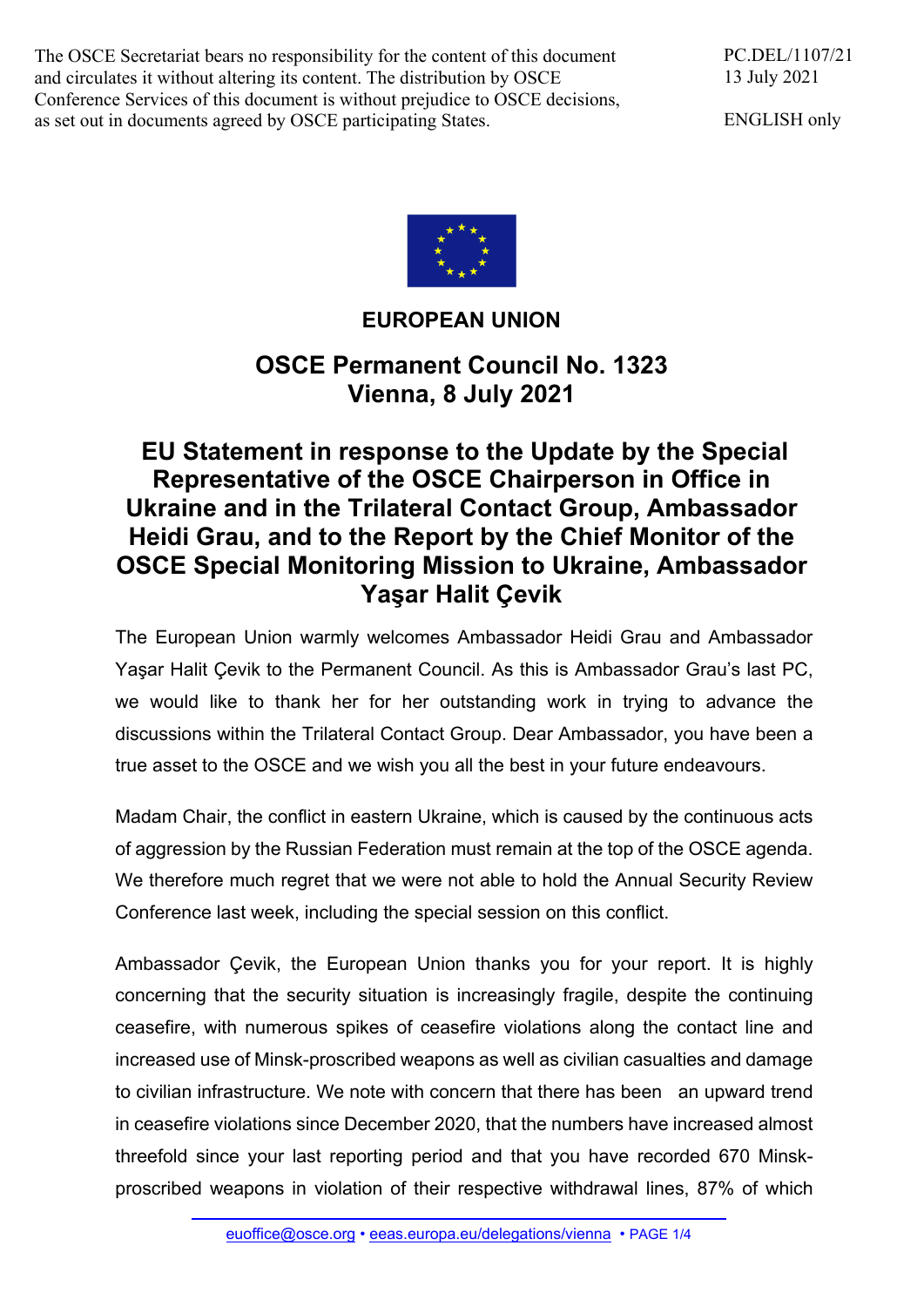The OSCE Secretariat bears no responsibility for the content of this document and circulates it without altering its content. The distribution by OSCE Conference Services of this document is without prejudice to OSCE decisions, as set out in documents agreed by OSCE participating States.

PC.DEL/1107/21
13 July 2021

ENGLISH only

**EUROPEAN UNION**

## OSCE Permanent Council No. 1323
## Vienna, 8 July 2021

# EU Statement in response to the Update by the Special Representative of the OSCE Chairperson in Office in Ukraine and in the Trilateral Contact Group, Ambassador Heidi Grau, and to the Report by the Chief Monitor of the OSCE Special Monitoring Mission to Ukraine, Ambassador Yaşar Halit Çevik

The European Union warmly welcomes Ambassador Heidi Grau and Ambassador Yaşar Halit Çevik to the Permanent Council. As this is Ambassador Grau's last PC, we would like to thank her for her outstanding work in trying to advance the discussions within the Trilateral Contact Group. Dear Ambassador, you have been a true asset to the OSCE and we wish you all the best in your future endeavours.

Madam Chair, the conflict in eastern Ukraine, which is caused by the continuous acts of aggression by the Russian Federation must remain at the top of the OSCE agenda. We therefore much regret that we were not able to hold the Annual Security Review Conference last week, including the special session on this conflict.

Ambassador Çevik, the European Union thanks you for your report. It is highly concerning that the security situation is increasingly fragile, despite the continuing ceasefire, with numerous spikes of ceasefire violations along the contact line and increased use of Minsk-proscribed weapons as well as civilian casualties and damage to civilian infrastructure. We note with concern that there has been an upward trend in ceasefire violations since December 2020, that the numbers have increased almost threefold since your last reporting period and that you have recorded 670 Minsk-proscribed weapons in violation of their respective withdrawal lines, 87% of which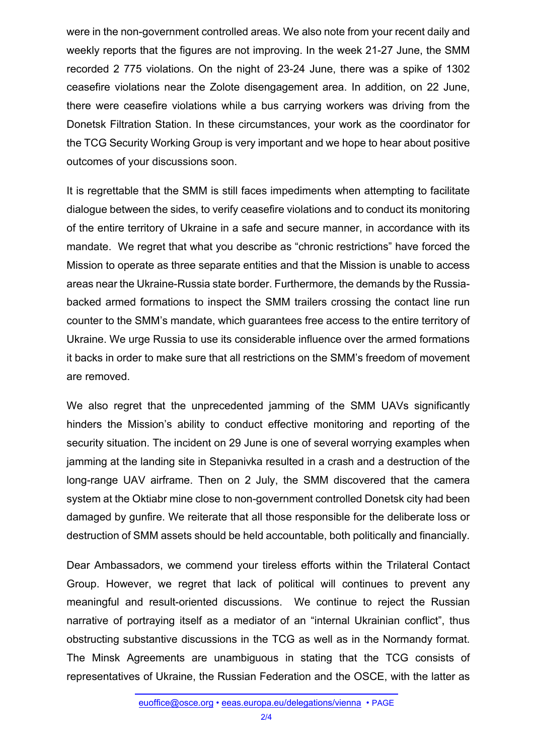were in the non-government controlled areas. We also note from your recent daily and weekly reports that the figures are not improving. In the week 21-27 June, the SMM recorded 2 775 violations. On the night of 23-24 June, there was a spike of 1302 ceasefire violations near the Zolote disengagement area. In addition, on 22 June, there were ceasefire violations while a bus carrying workers was driving from the Donetsk Filtration Station. In these circumstances, your work as the coordinator for the TCG Security Working Group is very important and we hope to hear about positive outcomes of your discussions soon.

It is regrettable that the SMM is still faces impediments when attempting to facilitate dialogue between the sides, to verify ceasefire violations and to conduct its monitoring of the entire territory of Ukraine in a safe and secure manner, in accordance with its mandate. We regret that what you describe as "chronic restrictions" have forced the Mission to operate as three separate entities and that the Mission is unable to access areas near the Ukraine-Russia state border. Furthermore, the demands by the Russia-backed armed formations to inspect the SMM trailers crossing the contact line run counter to the SMM's mandate, which guarantees free access to the entire territory of Ukraine. We urge Russia to use its considerable influence over the armed formations it backs in order to make sure that all restrictions on the SMM's freedom of movement are removed.

We also regret that the unprecedented jamming of the SMM UAVs significantly hinders the Mission's ability to conduct effective monitoring and reporting of the security situation. The incident on 29 June is one of several worrying examples when jamming at the landing site in Stepanivka resulted in a crash and a destruction of the long-range UAV airframe. Then on 2 July, the SMM discovered that the camera system at the Oktiabr mine close to non-government controlled Donetsk city had been damaged by gunfire. We reiterate that all those responsible for the deliberate loss or destruction of SMM assets should be held accountable, both politically and financially.

Dear Ambassadors, we commend your tireless efforts within the Trilateral Contact Group. However, we regret that lack of political will continues to prevent any meaningful and result-oriented discussions. We continue to reject the Russian narrative of portraying itself as a mediator of an "internal Ukrainian conflict", thus obstructing substantive discussions in the TCG as well as in the Normandy format. The Minsk Agreements are unambiguous in stating that the TCG consists of representatives of Ukraine, the Russian Federation and the OSCE, with the latter as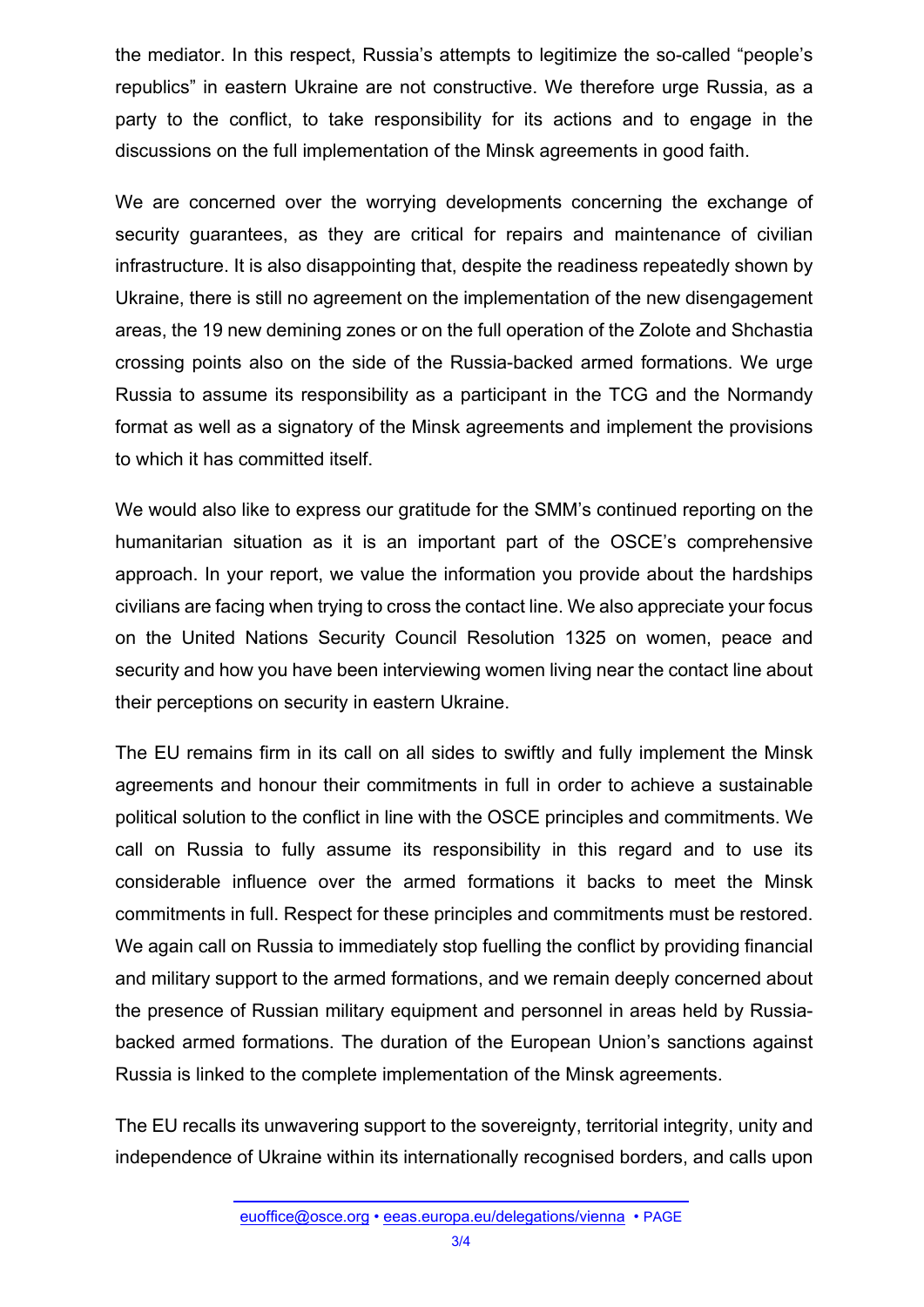the mediator. In this respect, Russia's attempts to legitimize the so-called "people's republics" in eastern Ukraine are not constructive. We therefore urge Russia, as a party to the conflict, to take responsibility for its actions and to engage in the discussions on the full implementation of the Minsk agreements in good faith.

We are concerned over the worrying developments concerning the exchange of security guarantees, as they are critical for repairs and maintenance of civilian infrastructure. It is also disappointing that, despite the readiness repeatedly shown by Ukraine, there is still no agreement on the implementation of the new disengagement areas, the 19 new demining zones or on the full operation of the Zolote and Shchastia crossing points also on the side of the Russia-backed armed formations. We urge Russia to assume its responsibility as a participant in the TCG and the Normandy format as well as a signatory of the Minsk agreements and implement the provisions to which it has committed itself.

We would also like to express our gratitude for the SMM's continued reporting on the humanitarian situation as it is an important part of the OSCE's comprehensive approach. In your report, we value the information you provide about the hardships civilians are facing when trying to cross the contact line. We also appreciate your focus on the United Nations Security Council Resolution 1325 on women, peace and security and how you have been interviewing women living near the contact line about their perceptions on security in eastern Ukraine.

The EU remains firm in its call on all sides to swiftly and fully implement the Minsk agreements and honour their commitments in full in order to achieve a sustainable political solution to the conflict in line with the OSCE principles and commitments. We call on Russia to fully assume its responsibility in this regard and to use its considerable influence over the armed formations it backs to meet the Minsk commitments in full. Respect for these principles and commitments must be restored. We again call on Russia to immediately stop fuelling the conflict by providing financial and military support to the armed formations, and we remain deeply concerned about the presence of Russian military equipment and personnel in areas held by Russia-backed armed formations. The duration of the European Union's sanctions against Russia is linked to the complete implementation of the Minsk agreements.

The EU recalls its unwavering support to the sovereignty, territorial integrity, unity and independence of Ukraine within its internationally recognised borders, and calls upon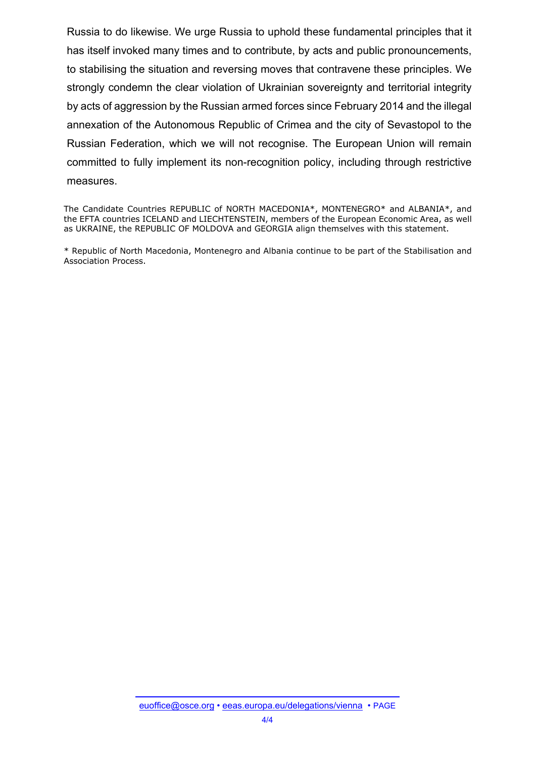Russia to do likewise. We urge Russia to uphold these fundamental principles that it has itself invoked many times and to contribute, by acts and public pronouncements, to stabilising the situation and reversing moves that contravene these principles. We strongly condemn the clear violation of Ukrainian sovereignty and territorial integrity by acts of aggression by the Russian armed forces since February 2014 and the illegal annexation of the Autonomous Republic of Crimea and the city of Sevastopol to the Russian Federation, which we will not recognise. The European Union will remain committed to fully implement its non-recognition policy, including through restrictive measures.

The Candidate Countries REPUBLIC of NORTH MACEDONIA*, MONTENEGRO* and ALBANIA*, and the EFTA countries ICELAND and LIECHTENSTEIN, members of the European Economic Area, as well as UKRAINE, the REPUBLIC OF MOLDOVA and GEORGIA align themselves with this statement.

* Republic of North Macedonia, Montenegro and Albania continue to be part of the Stabilisation and Association Process.